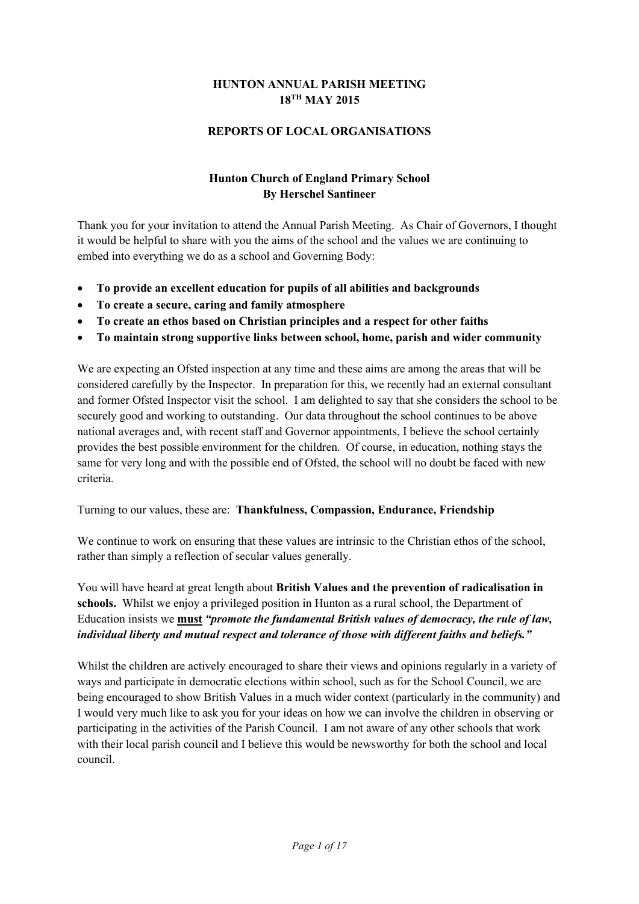# HUNTON ANNUAL PARISH MEETING
# 18TH MAY 2015

## REPORTS OF LOCAL ORGANISATIONS

### Hunton Church of England Primary School
### By Herschel Santineer

Thank you for your invitation to attend the Annual Parish Meeting. As Chair of Governors, I thought it would be helpful to share with you the aims of the school and the values we are continuing to embed into everything we do as a school and Governing Body:

- **To provide an excellent education for pupils of all abilities and backgrounds**
- **To create a secure, caring and family atmosphere**
- **To create an ethos based on Christian principles and a respect for other faiths**
- **To maintain strong supportive links between school, home, parish and wider community**

We are expecting an Ofsted inspection at any time and these aims are among the areas that will be considered carefully by the Inspector. In preparation for this, we recently had an external consultant and former Ofsted Inspector visit the school. I am delighted to say that she considers the school to be securely good and working to outstanding. Our data throughout the school continues to be above national averages and, with recent staff and Governor appointments, I believe the school certainly provides the best possible environment for the children. Of course, in education, nothing stays the same for very long and with the possible end of Ofsted, the school will no doubt be faced with new criteria.

Turning to our values, these are: **Thankfulness, Compassion, Endurance, Friendship**

We continue to work on ensuring that these values are intrinsic to the Christian ethos of the school, rather than simply a reflection of secular values generally.

You will have heard at great length about **British Values and the prevention of radicalisation in schools.** Whilst we enjoy a privileged position in Hunton as a rural school, the Department of Education insists we **must** ***"promote the fundamental British values of democracy, the rule of law, individual liberty and mutual respect and tolerance of those with different faiths and beliefs."***

Whilst the children are actively encouraged to share their views and opinions regularly in a variety of ways and participate in democratic elections within school, such as for the School Council, we are being encouraged to show British Values in a much wider context (particularly in the community) and I would very much like to ask you for your ideas on how we can involve the children in observing or participating in the activities of the Parish Council. I am not aware of any other schools that work with their local parish council and I believe this would be newsworthy for both the school and local council.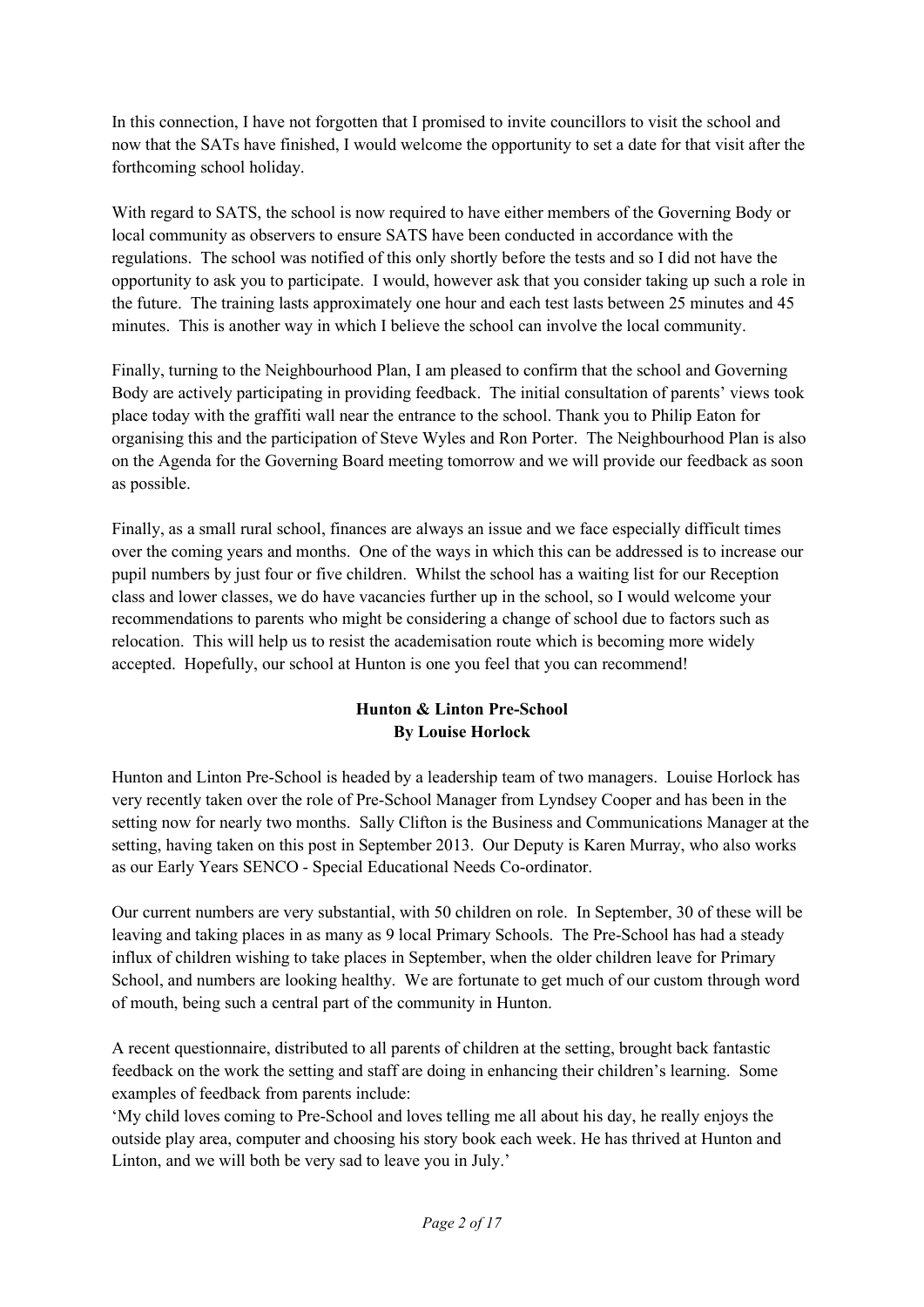In this connection, I have not forgotten that I promised to invite councillors to visit the school and now that the SATs have finished, I would welcome the opportunity to set a date for that visit after the forthcoming school holiday.

With regard to SATS, the school is now required to have either members of the Governing Body or local community as observers to ensure SATS have been conducted in accordance with the regulations. The school was notified of this only shortly before the tests and so I did not have the opportunity to ask you to participate. I would, however ask that you consider taking up such a role in the future. The training lasts approximately one hour and each test lasts between 25 minutes and 45 minutes. This is another way in which I believe the school can involve the local community.

Finally, turning to the Neighbourhood Plan, I am pleased to confirm that the school and Governing Body are actively participating in providing feedback. The initial consultation of parents' views took place today with the graffiti wall near the entrance to the school. Thank you to Philip Eaton for organising this and the participation of Steve Wyles and Ron Porter. The Neighbourhood Plan is also on the Agenda for the Governing Board meeting tomorrow and we will provide our feedback as soon as possible.

Finally, as a small rural school, finances are always an issue and we face especially difficult times over the coming years and months. One of the ways in which this can be addressed is to increase our pupil numbers by just four or five children. Whilst the school has a waiting list for our Reception class and lower classes, we do have vacancies further up in the school, so I would welcome your recommendations to parents who might be considering a change of school due to factors such as relocation. This will help us to resist the academisation route which is becoming more widely accepted. Hopefully, our school at Hunton is one you feel that you can recommend!

## Hunton & Linton Pre-School
**By Louise Horlock**

Hunton and Linton Pre-School is headed by a leadership team of two managers. Louise Horlock has very recently taken over the role of Pre-School Manager from Lyndsey Cooper and has been in the setting now for nearly two months. Sally Clifton is the Business and Communications Manager at the setting, having taken on this post in September 2013. Our Deputy is Karen Murray, who also works as our Early Years SENCO - Special Educational Needs Co-ordinator.

Our current numbers are very substantial, with 50 children on role. In September, 30 of these will be leaving and taking places in as many as 9 local Primary Schools. The Pre-School has had a steady influx of children wishing to take places in September, when the older children leave for Primary School, and numbers are looking healthy. We are fortunate to get much of our custom through word of mouth, being such a central part of the community in Hunton.

A recent questionnaire, distributed to all parents of children at the setting, brought back fantastic feedback on the work the setting and staff are doing in enhancing their children's learning. Some examples of feedback from parents include:
'My child loves coming to Pre-School and loves telling me all about his day, he really enjoys the outside play area, computer and choosing his story book each week. He has thrived at Hunton and Linton, and we will both be very sad to leave you in July.'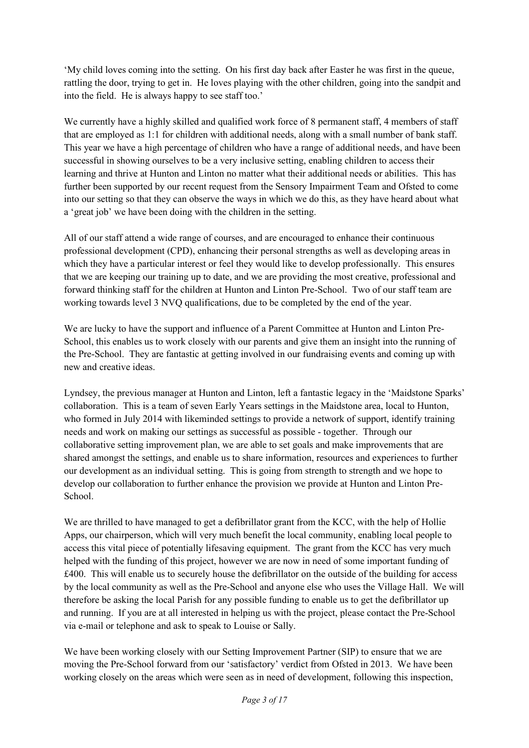'My child loves coming into the setting. On his first day back after Easter he was first in the queue, rattling the door, trying to get in. He loves playing with the other children, going into the sandpit and into the field. He is always happy to see staff too.'

We currently have a highly skilled and qualified work force of 8 permanent staff, 4 members of staff that are employed as 1:1 for children with additional needs, along with a small number of bank staff. This year we have a high percentage of children who have a range of additional needs, and have been successful in showing ourselves to be a very inclusive setting, enabling children to access their learning and thrive at Hunton and Linton no matter what their additional needs or abilities. This has further been supported by our recent request from the Sensory Impairment Team and Ofsted to come into our setting so that they can observe the ways in which we do this, as they have heard about what a 'great job' we have been doing with the children in the setting.

All of our staff attend a wide range of courses, and are encouraged to enhance their continuous professional development (CPD), enhancing their personal strengths as well as developing areas in which they have a particular interest or feel they would like to develop professionally. This ensures that we are keeping our training up to date, and we are providing the most creative, professional and forward thinking staff for the children at Hunton and Linton Pre-School. Two of our staff team are working towards level 3 NVQ qualifications, due to be completed by the end of the year.

We are lucky to have the support and influence of a Parent Committee at Hunton and Linton Pre-School, this enables us to work closely with our parents and give them an insight into the running of the Pre-School. They are fantastic at getting involved in our fundraising events and coming up with new and creative ideas.

Lyndsey, the previous manager at Hunton and Linton, left a fantastic legacy in the 'Maidstone Sparks' collaboration. This is a team of seven Early Years settings in the Maidstone area, local to Hunton, who formed in July 2014 with likeminded settings to provide a network of support, identify training needs and work on making our settings as successful as possible - together. Through our collaborative setting improvement plan, we are able to set goals and make improvements that are shared amongst the settings, and enable us to share information, resources and experiences to further our development as an individual setting. This is going from strength to strength and we hope to develop our collaboration to further enhance the provision we provide at Hunton and Linton Pre-School.

We are thrilled to have managed to get a defibrillator grant from the KCC, with the help of Hollie Apps, our chairperson, which will very much benefit the local community, enabling local people to access this vital piece of potentially lifesaving equipment. The grant from the KCC has very much helped with the funding of this project, however we are now in need of some important funding of £400. This will enable us to securely house the defibrillator on the outside of the building for access by the local community as well as the Pre-School and anyone else who uses the Village Hall. We will therefore be asking the local Parish for any possible funding to enable us to get the defibrillator up and running. If you are at all interested in helping us with the project, please contact the Pre-School via e-mail or telephone and ask to speak to Louise or Sally.

We have been working closely with our Setting Improvement Partner (SIP) to ensure that we are moving the Pre-School forward from our 'satisfactory' verdict from Ofsted in 2013. We have been working closely on the areas which were seen as in need of development, following this inspection,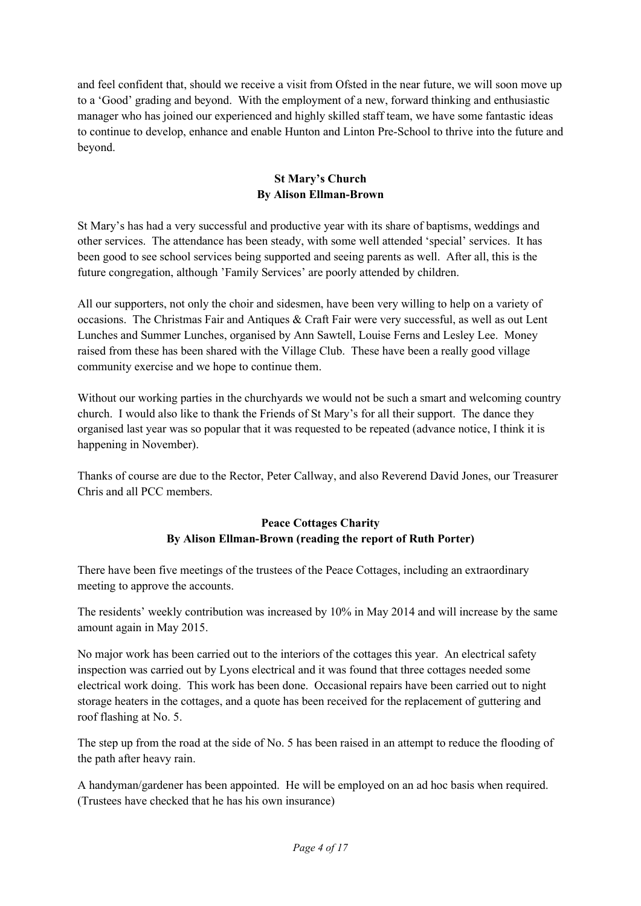and feel confident that, should we receive a visit from Ofsted in the near future, we will soon move up to a 'Good' grading and beyond. With the employment of a new, forward thinking and enthusiastic manager who has joined our experienced and highly skilled staff team, we have some fantastic ideas to continue to develop, enhance and enable Hunton and Linton Pre-School to thrive into the future and beyond.

### St Mary's Church
**By Alison Ellman-Brown**

St Mary's has had a very successful and productive year with its share of baptisms, weddings and other services. The attendance has been steady, with some well attended 'special' services. It has been good to see school services being supported and seeing parents as well. After all, this is the future congregation, although 'Family Services' are poorly attended by children.

All our supporters, not only the choir and sidesmen, have been very willing to help on a variety of occasions. The Christmas Fair and Antiques & Craft Fair were very successful, as well as out Lent Lunches and Summer Lunches, organised by Ann Sawtell, Louise Ferns and Lesley Lee. Money raised from these has been shared with the Village Club. These have been a really good village community exercise and we hope to continue them.

Without our working parties in the churchyards we would not be such a smart and welcoming country church. I would also like to thank the Friends of St Mary's for all their support. The dance they organised last year was so popular that it was requested to be repeated (advance notice, I think it is happening in November).

Thanks of course are due to the Rector, Peter Callway, and also Reverend David Jones, our Treasurer Chris and all PCC members.

### Peace Cottages Charity
**By Alison Ellman-Brown (reading the report of Ruth Porter)**

There have been five meetings of the trustees of the Peace Cottages, including an extraordinary meeting to approve the accounts.

The residents' weekly contribution was increased by 10% in May 2014 and will increase by the same amount again in May 2015.

No major work has been carried out to the interiors of the cottages this year. An electrical safety inspection was carried out by Lyons electrical and it was found that three cottages needed some electrical work doing. This work has been done. Occasional repairs have been carried out to night storage heaters in the cottages, and a quote has been received for the replacement of guttering and roof flashing at No. 5.

The step up from the road at the side of No. 5 has been raised in an attempt to reduce the flooding of the path after heavy rain.

A handyman/gardener has been appointed. He will be employed on an ad hoc basis when required. (Trustees have checked that he has his own insurance)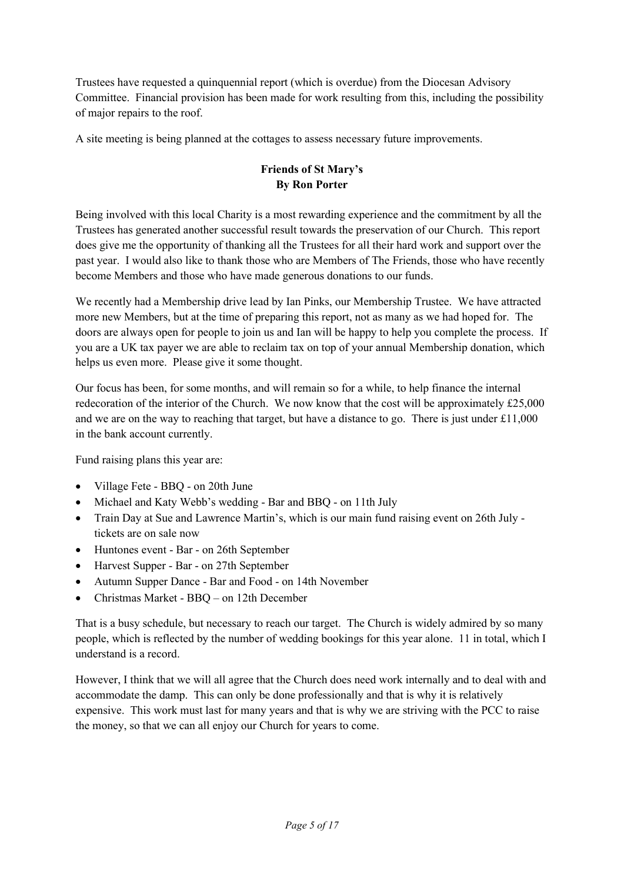Trustees have requested a quinquennial report (which is overdue) from the Diocesan Advisory Committee. Financial provision has been made for work resulting from this, including the possibility of major repairs to the roof.

A site meeting is being planned at the cottages to assess necessary future improvements.

## Friends of St Mary's
**By Ron Porter**

Being involved with this local Charity is a most rewarding experience and the commitment by all the Trustees has generated another successful result towards the preservation of our Church. This report does give me the opportunity of thanking all the Trustees for all their hard work and support over the past year. I would also like to thank those who are Members of The Friends, those who have recently become Members and those who have made generous donations to our funds.

We recently had a Membership drive lead by Ian Pinks, our Membership Trustee. We have attracted more new Members, but at the time of preparing this report, not as many as we had hoped for. The doors are always open for people to join us and Ian will be happy to help you complete the process. If you are a UK tax payer we are able to reclaim tax on top of your annual Membership donation, which helps us even more. Please give it some thought.

Our focus has been, for some months, and will remain so for a while, to help finance the internal redecoration of the interior of the Church. We now know that the cost will be approximately £25,000 and we are on the way to reaching that target, but have a distance to go. There is just under £11,000 in the bank account currently.

Fund raising plans this year are:

- Village Fete - BBQ - on 20th June
- Michael and Katy Webb's wedding - Bar and BBQ - on 11th July
- Train Day at Sue and Lawrence Martin's, which is our main fund raising event on 26th July - tickets are on sale now
- Huntones event - Bar - on 26th September
- Harvest Supper - Bar - on 27th September
- Autumn Supper Dance - Bar and Food - on 14th November
- Christmas Market - BBQ – on 12th December

That is a busy schedule, but necessary to reach our target. The Church is widely admired by so many people, which is reflected by the number of wedding bookings for this year alone. 11 in total, which I understand is a record.

However, I think that we will all agree that the Church does need work internally and to deal with and accommodate the damp. This can only be done professionally and that is why it is relatively expensive. This work must last for many years and that is why we are striving with the PCC to raise the money, so that we can all enjoy our Church for years to come.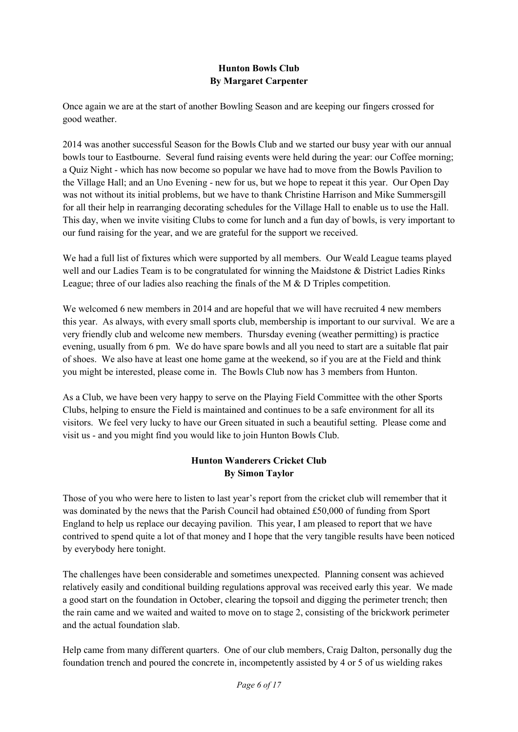## Hunton Bowls Club
**By Margaret Carpenter**

Once again we are at the start of another Bowling Season and are keeping our fingers crossed for good weather.

2014 was another successful Season for the Bowls Club and we started our busy year with our annual bowls tour to Eastbourne. Several fund raising events were held during the year: our Coffee morning; a Quiz Night - which has now become so popular we have had to move from the Bowls Pavilion to the Village Hall; and an Uno Evening - new for us, but we hope to repeat it this year. Our Open Day was not without its initial problems, but we have to thank Christine Harrison and Mike Summersgill for all their help in rearranging decorating schedules for the Village Hall to enable us to use the Hall. This day, when we invite visiting Clubs to come for lunch and a fun day of bowls, is very important to our fund raising for the year, and we are grateful for the support we received.

We had a full list of fixtures which were supported by all members. Our Weald League teams played well and our Ladies Team is to be congratulated for winning the Maidstone & District Ladies Rinks League; three of our ladies also reaching the finals of the M & D Triples competition.

We welcomed 6 new members in 2014 and are hopeful that we will have recruited 4 new members this year. As always, with every small sports club, membership is important to our survival. We are a very friendly club and welcome new members. Thursday evening (weather permitting) is practice evening, usually from 6 pm. We do have spare bowls and all you need to start are a suitable flat pair of shoes. We also have at least one home game at the weekend, so if you are at the Field and think you might be interested, please come in. The Bowls Club now has 3 members from Hunton.

As a Club, we have been very happy to serve on the Playing Field Committee with the other Sports Clubs, helping to ensure the Field is maintained and continues to be a safe environment for all its visitors. We feel very lucky to have our Green situated in such a beautiful setting. Please come and visit us - and you might find you would like to join Hunton Bowls Club.

## Hunton Wanderers Cricket Club
**By Simon Taylor**

Those of you who were here to listen to last year's report from the cricket club will remember that it was dominated by the news that the Parish Council had obtained £50,000 of funding from Sport England to help us replace our decaying pavilion. This year, I am pleased to report that we have contrived to spend quite a lot of that money and I hope that the very tangible results have been noticed by everybody here tonight.

The challenges have been considerable and sometimes unexpected. Planning consent was achieved relatively easily and conditional building regulations approval was received early this year. We made a good start on the foundation in October, clearing the topsoil and digging the perimeter trench; then the rain came and we waited and waited to move on to stage 2, consisting of the brickwork perimeter and the actual foundation slab.

Help came from many different quarters. One of our club members, Craig Dalton, personally dug the foundation trench and poured the concrete in, incompetently assisted by 4 or 5 of us wielding rakes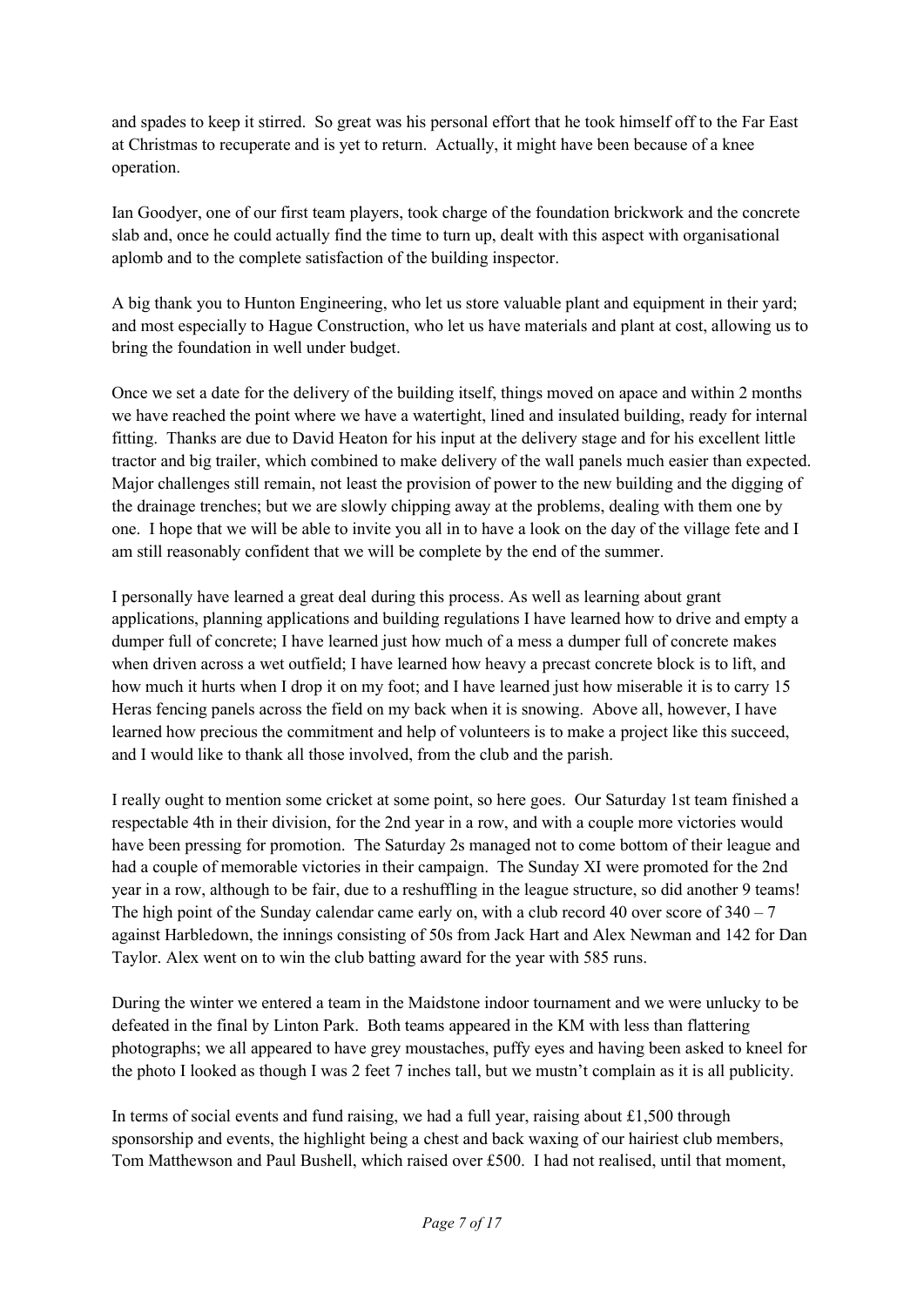and spades to keep it stirred. So great was his personal effort that he took himself off to the Far East at Christmas to recuperate and is yet to return. Actually, it might have been because of a knee operation.

Ian Goodyer, one of our first team players, took charge of the foundation brickwork and the concrete slab and, once he could actually find the time to turn up, dealt with this aspect with organisational aplomb and to the complete satisfaction of the building inspector.

A big thank you to Hunton Engineering, who let us store valuable plant and equipment in their yard; and most especially to Hague Construction, who let us have materials and plant at cost, allowing us to bring the foundation in well under budget.

Once we set a date for the delivery of the building itself, things moved on apace and within 2 months we have reached the point where we have a watertight, lined and insulated building, ready for internal fitting. Thanks are due to David Heaton for his input at the delivery stage and for his excellent little tractor and big trailer, which combined to make delivery of the wall panels much easier than expected. Major challenges still remain, not least the provision of power to the new building and the digging of the drainage trenches; but we are slowly chipping away at the problems, dealing with them one by one. I hope that we will be able to invite you all in to have a look on the day of the village fete and I am still reasonably confident that we will be complete by the end of the summer.

I personally have learned a great deal during this process. As well as learning about grant applications, planning applications and building regulations I have learned how to drive and empty a dumper full of concrete; I have learned just how much of a mess a dumper full of concrete makes when driven across a wet outfield; I have learned how heavy a precast concrete block is to lift, and how much it hurts when I drop it on my foot; and I have learned just how miserable it is to carry 15 Heras fencing panels across the field on my back when it is snowing. Above all, however, I have learned how precious the commitment and help of volunteers is to make a project like this succeed, and I would like to thank all those involved, from the club and the parish.

I really ought to mention some cricket at some point, so here goes. Our Saturday 1st team finished a respectable 4th in their division, for the 2nd year in a row, and with a couple more victories would have been pressing for promotion. The Saturday 2s managed not to come bottom of their league and had a couple of memorable victories in their campaign. The Sunday XI were promoted for the 2nd year in a row, although to be fair, due to a reshuffling in the league structure, so did another 9 teams! The high point of the Sunday calendar came early on, with a club record 40 over score of 340 – 7 against Harbledown, the innings consisting of 50s from Jack Hart and Alex Newman and 142 for Dan Taylor. Alex went on to win the club batting award for the year with 585 runs.

During the winter we entered a team in the Maidstone indoor tournament and we were unlucky to be defeated in the final by Linton Park. Both teams appeared in the KM with less than flattering photographs; we all appeared to have grey moustaches, puffy eyes and having been asked to kneel for the photo I looked as though I was 2 feet 7 inches tall, but we mustn't complain as it is all publicity.

In terms of social events and fund raising, we had a full year, raising about £1,500 through sponsorship and events, the highlight being a chest and back waxing of our hairiest club members, Tom Matthewson and Paul Bushell, which raised over £500. I had not realised, until that moment,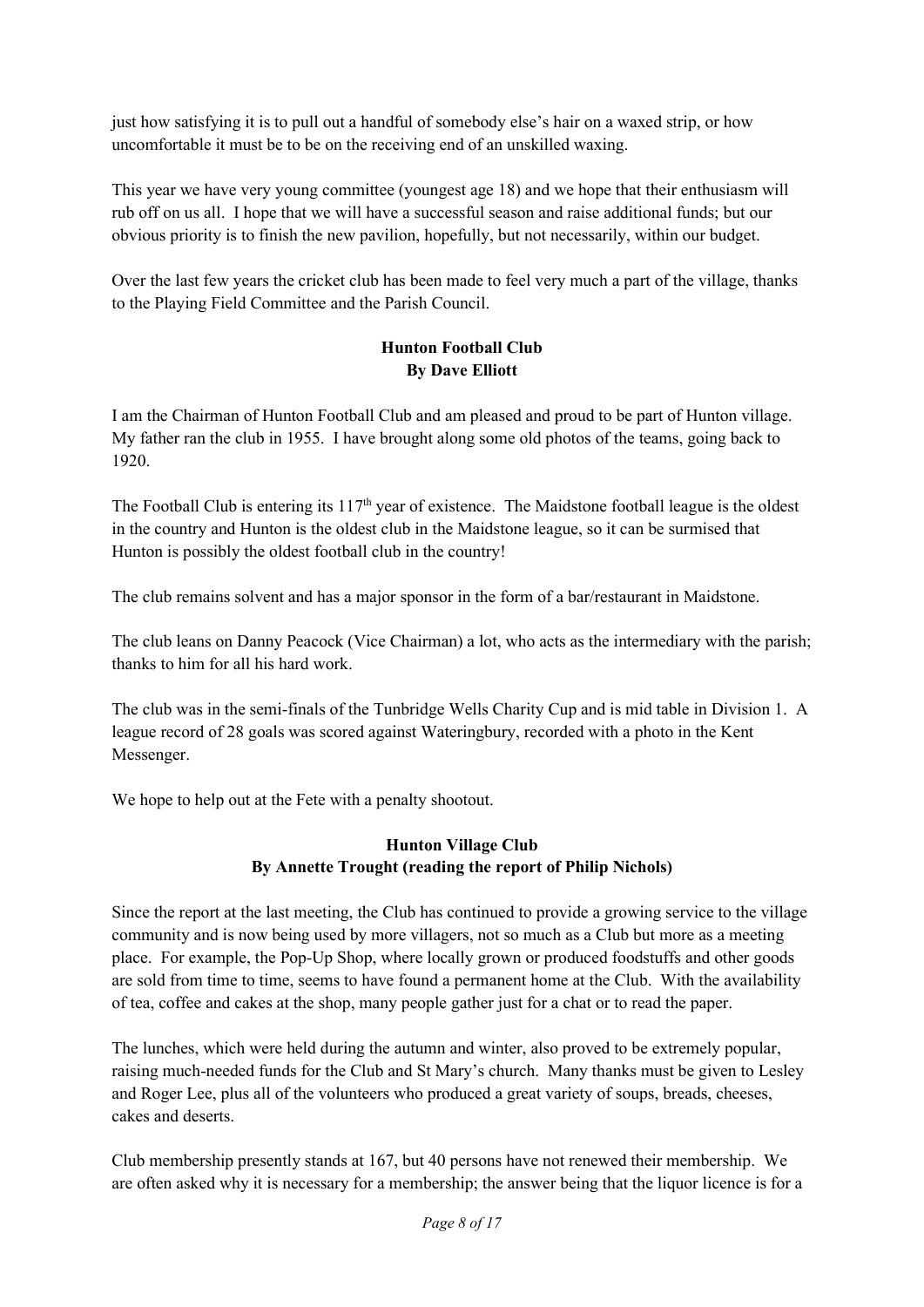just how satisfying it is to pull out a handful of somebody else's hair on a waxed strip, or how uncomfortable it must be to be on the receiving end of an unskilled waxing.

This year we have very young committee (youngest age 18) and we hope that their enthusiasm will rub off on us all. I hope that we will have a successful season and raise additional funds; but our obvious priority is to finish the new pavilion, hopefully, but not necessarily, within our budget.

Over the last few years the cricket club has been made to feel very much a part of the village, thanks to the Playing Field Committee and the Parish Council.

**Hunton Football Club**
**By Dave Elliott**

I am the Chairman of Hunton Football Club and am pleased and proud to be part of Hunton village. My father ran the club in 1955. I have brought along some old photos of the teams, going back to 1920.

The Football Club is entering its 117th year of existence. The Maidstone football league is the oldest in the country and Hunton is the oldest club in the Maidstone league, so it can be surmised that Hunton is possibly the oldest football club in the country!

The club remains solvent and has a major sponsor in the form of a bar/restaurant in Maidstone.

The club leans on Danny Peacock (Vice Chairman) a lot, who acts as the intermediary with the parish; thanks to him for all his hard work.

The club was in the semi-finals of the Tunbridge Wells Charity Cup and is mid table in Division 1. A league record of 28 goals was scored against Wateringbury, recorded with a photo in the Kent Messenger.

We hope to help out at the Fete with a penalty shootout.

**Hunton Village Club**
**By Annette Trought (reading the report of Philip Nichols)**

Since the report at the last meeting, the Club has continued to provide a growing service to the village community and is now being used by more villagers, not so much as a Club but more as a meeting place. For example, the Pop-Up Shop, where locally grown or produced foodstuffs and other goods are sold from time to time, seems to have found a permanent home at the Club. With the availability of tea, coffee and cakes at the shop, many people gather just for a chat or to read the paper.

The lunches, which were held during the autumn and winter, also proved to be extremely popular, raising much-needed funds for the Club and St Mary's church. Many thanks must be given to Lesley and Roger Lee, plus all of the volunteers who produced a great variety of soups, breads, cheeses, cakes and deserts.

Club membership presently stands at 167, but 40 persons have not renewed their membership. We are often asked why it is necessary for a membership; the answer being that the liquor licence is for a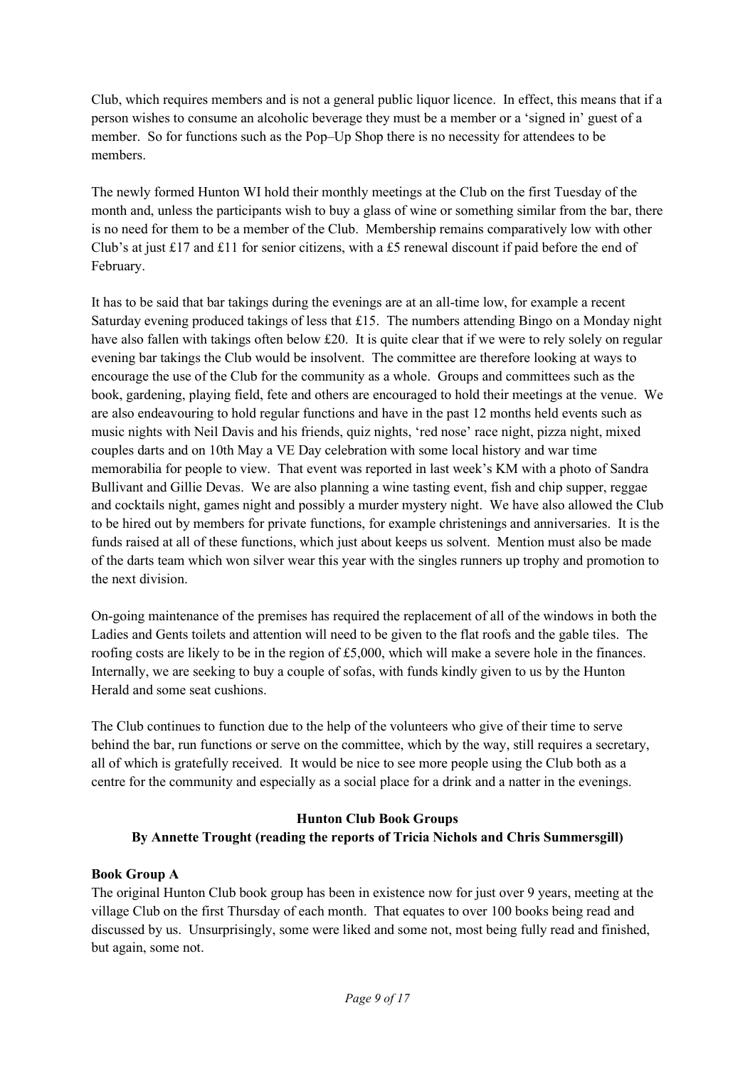Club, which requires members and is not a general public liquor licence. In effect, this means that if a person wishes to consume an alcoholic beverage they must be a member or a 'signed in' guest of a member. So for functions such as the Pop–Up Shop there is no necessity for attendees to be members.

The newly formed Hunton WI hold their monthly meetings at the Club on the first Tuesday of the month and, unless the participants wish to buy a glass of wine or something similar from the bar, there is no need for them to be a member of the Club. Membership remains comparatively low with other Club's at just £17 and £11 for senior citizens, with a £5 renewal discount if paid before the end of February.

It has to be said that bar takings during the evenings are at an all-time low, for example a recent Saturday evening produced takings of less that £15. The numbers attending Bingo on a Monday night have also fallen with takings often below £20. It is quite clear that if we were to rely solely on regular evening bar takings the Club would be insolvent. The committee are therefore looking at ways to encourage the use of the Club for the community as a whole. Groups and committees such as the book, gardening, playing field, fete and others are encouraged to hold their meetings at the venue. We are also endeavouring to hold regular functions and have in the past 12 months held events such as music nights with Neil Davis and his friends, quiz nights, 'red nose' race night, pizza night, mixed couples darts and on 10th May a VE Day celebration with some local history and war time memorabilia for people to view. That event was reported in last week's KM with a photo of Sandra Bullivant and Gillie Devas. We are also planning a wine tasting event, fish and chip supper, reggae and cocktails night, games night and possibly a murder mystery night. We have also allowed the Club to be hired out by members for private functions, for example christenings and anniversaries. It is the funds raised at all of these functions, which just about keeps us solvent. Mention must also be made of the darts team which won silver wear this year with the singles runners up trophy and promotion to the next division.

On-going maintenance of the premises has required the replacement of all of the windows in both the Ladies and Gents toilets and attention will need to be given to the flat roofs and the gable tiles. The roofing costs are likely to be in the region of £5,000, which will make a severe hole in the finances. Internally, we are seeking to buy a couple of sofas, with funds kindly given to us by the Hunton Herald and some seat cushions.

The Club continues to function due to the help of the volunteers who give of their time to serve behind the bar, run functions or serve on the committee, which by the way, still requires a secretary, all of which is gratefully received. It would be nice to see more people using the Club both as a centre for the community and especially as a social place for a drink and a natter in the evenings.

## Hunton Club Book Groups

**By Annette Trought (reading the reports of Tricia Nichols and Chris Summersgill)**

### Book Group A

The original Hunton Club book group has been in existence now for just over 9 years, meeting at the village Club on the first Thursday of each month. That equates to over 100 books being read and discussed by us. Unsurprisingly, some were liked and some not, most being fully read and finished, but again, some not.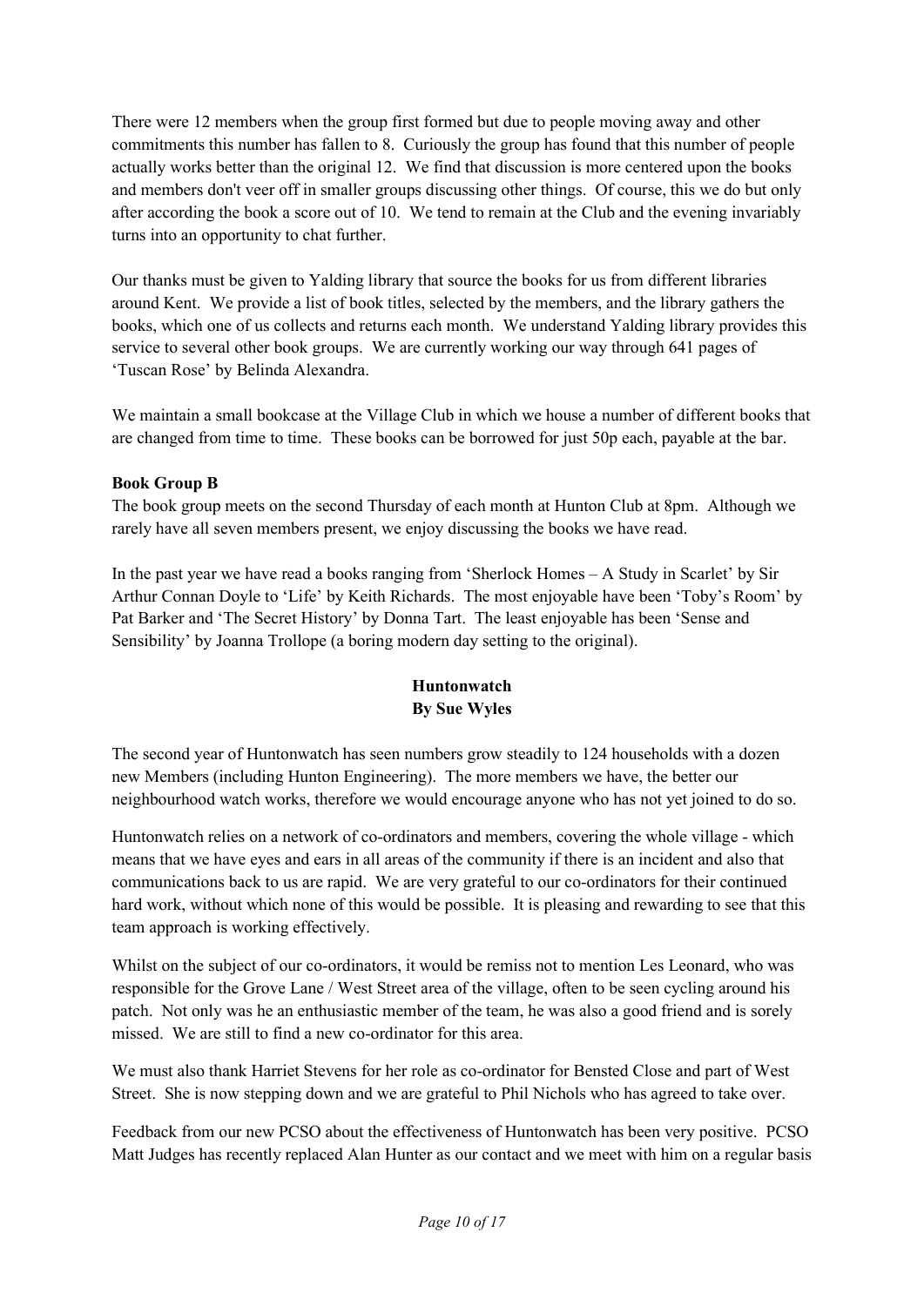There were 12 members when the group first formed but due to people moving away and other commitments this number has fallen to 8. Curiously the group has found that this number of people actually works better than the original 12. We find that discussion is more centered upon the books and members don't veer off in smaller groups discussing other things. Of course, this we do but only after according the book a score out of 10. We tend to remain at the Club and the evening invariably turns into an opportunity to chat further.

Our thanks must be given to Yalding library that source the books for us from different libraries around Kent. We provide a list of book titles, selected by the members, and the library gathers the books, which one of us collects and returns each month. We understand Yalding library provides this service to several other book groups. We are currently working our way through 641 pages of 'Tuscan Rose' by Belinda Alexandra.

We maintain a small bookcase at the Village Club in which we house a number of different books that are changed from time to time. These books can be borrowed for just 50p each, payable at the bar.

**Book Group B**

The book group meets on the second Thursday of each month at Hunton Club at 8pm. Although we rarely have all seven members present, we enjoy discussing the books we have read.

In the past year we have read a books ranging from 'Sherlock Homes – A Study in Scarlet' by Sir Arthur Connan Doyle to 'Life' by Keith Richards. The most enjoyable have been 'Toby's Room' by Pat Barker and 'The Secret History' by Donna Tart. The least enjoyable has been 'Sense and Sensibility' by Joanna Trollope (a boring modern day setting to the original).

## Huntonwatch
**By Sue Wyles**

The second year of Huntonwatch has seen numbers grow steadily to 124 households with a dozen new Members (including Hunton Engineering). The more members we have, the better our neighbourhood watch works, therefore we would encourage anyone who has not yet joined to do so.

Huntonwatch relies on a network of co-ordinators and members, covering the whole village - which means that we have eyes and ears in all areas of the community if there is an incident and also that communications back to us are rapid. We are very grateful to our co-ordinators for their continued hard work, without which none of this would be possible. It is pleasing and rewarding to see that this team approach is working effectively.

Whilst on the subject of our co-ordinators, it would be remiss not to mention Les Leonard, who was responsible for the Grove Lane / West Street area of the village, often to be seen cycling around his patch. Not only was he an enthusiastic member of the team, he was also a good friend and is sorely missed. We are still to find a new co-ordinator for this area.

We must also thank Harriet Stevens for her role as co-ordinator for Bensted Close and part of West Street. She is now stepping down and we are grateful to Phil Nichols who has agreed to take over.

Feedback from our new PCSO about the effectiveness of Huntonwatch has been very positive. PCSO Matt Judges has recently replaced Alan Hunter as our contact and we meet with him on a regular basis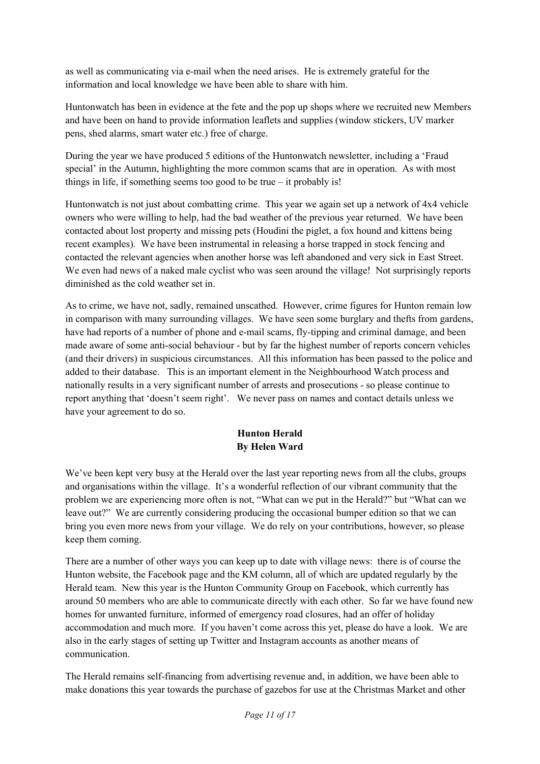as well as communicating via e-mail when the need arises. He is extremely grateful for the information and local knowledge we have been able to share with him.

Huntonwatch has been in evidence at the fete and the pop up shops where we recruited new Members and have been on hand to provide information leaflets and supplies (window stickers, UV marker pens, shed alarms, smart water etc.) free of charge.

During the year we have produced 5 editions of the Huntonwatch newsletter, including a 'Fraud special' in the Autumn, highlighting the more common scams that are in operation. As with most things in life, if something seems too good to be true – it probably is!

Huntonwatch is not just about combatting crime. This year we again set up a network of 4x4 vehicle owners who were willing to help, had the bad weather of the previous year returned. We have been contacted about lost property and missing pets (Houdini the piglet, a fox hound and kittens being recent examples). We have been instrumental in releasing a horse trapped in stock fencing and contacted the relevant agencies when another horse was left abandoned and very sick in East Street. We even had news of a naked male cyclist who was seen around the village! Not surprisingly reports diminished as the cold weather set in.

As to crime, we have not, sadly, remained unscathed. However, crime figures for Hunton remain low in comparison with many surrounding villages. We have seen some burglary and thefts from gardens, have had reports of a number of phone and e-mail scams, fly-tipping and criminal damage, and been made aware of some anti-social behaviour - but by far the highest number of reports concern vehicles (and their drivers) in suspicious circumstances. All this information has been passed to the police and added to their database. This is an important element in the Neighbourhood Watch process and nationally results in a very significant number of arrests and prosecutions - so please continue to report anything that 'doesn't seem right'. We never pass on names and contact details unless we have your agreement to do so.

## Hunton Herald
**By Helen Ward**

We've been kept very busy at the Herald over the last year reporting news from all the clubs, groups and organisations within the village. It's a wonderful reflection of our vibrant community that the problem we are experiencing more often is not, "What can we put in the Herald?" but "What can we leave out?" We are currently considering producing the occasional bumper edition so that we can bring you even more news from your village. We do rely on your contributions, however, so please keep them coming.

There are a number of other ways you can keep up to date with village news: there is of course the Hunton website, the Facebook page and the KM column, all of which are updated regularly by the Herald team. New this year is the Hunton Community Group on Facebook, which currently has around 50 members who are able to communicate directly with each other. So far we have found new homes for unwanted furniture, informed of emergency road closures, had an offer of holiday accommodation and much more. If you haven't come across this yet, please do have a look. We are also in the early stages of setting up Twitter and Instagram accounts as another means of communication.

The Herald remains self-financing from advertising revenue and, in addition, we have been able to make donations this year towards the purchase of gazebos for use at the Christmas Market and other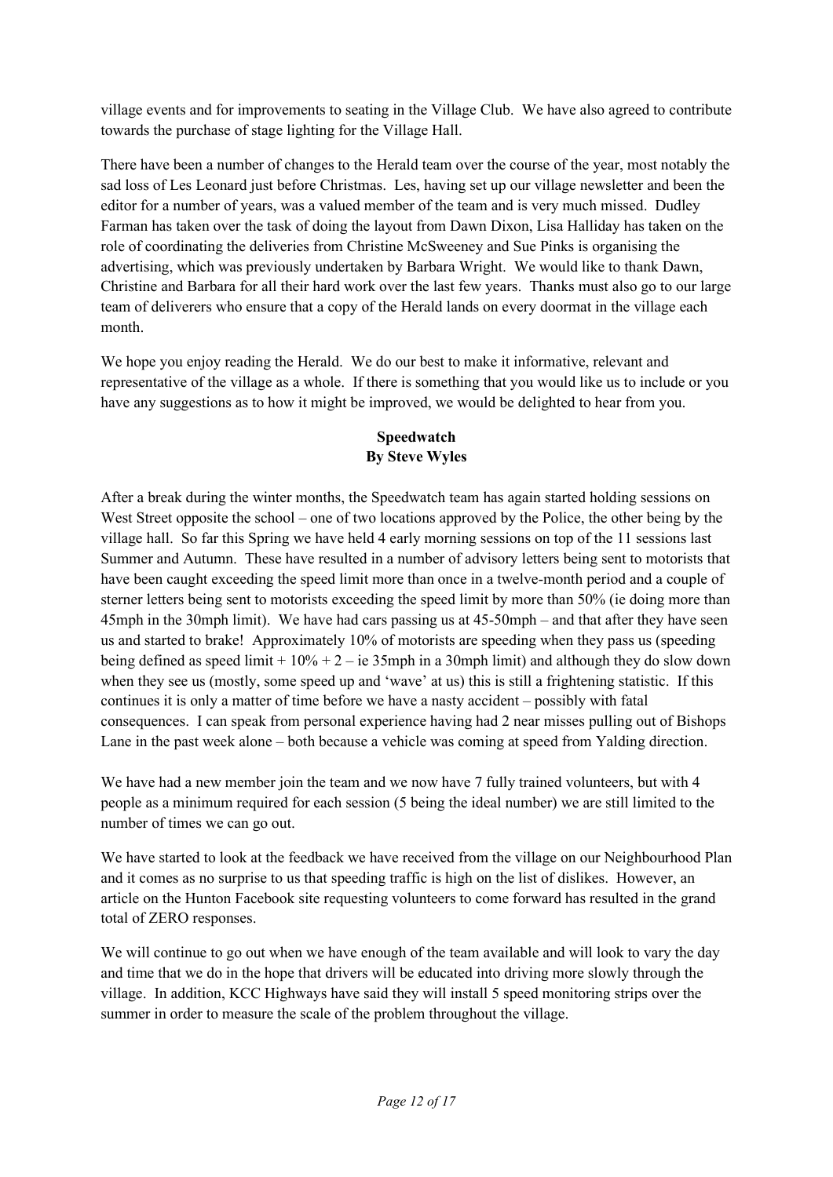village events and for improvements to seating in the Village Club. We have also agreed to contribute towards the purchase of stage lighting for the Village Hall.

There have been a number of changes to the Herald team over the course of the year, most notably the sad loss of Les Leonard just before Christmas. Les, having set up our village newsletter and been the editor for a number of years, was a valued member of the team and is very much missed. Dudley Farman has taken over the task of doing the layout from Dawn Dixon, Lisa Halliday has taken on the role of coordinating the deliveries from Christine McSweeney and Sue Pinks is organising the advertising, which was previously undertaken by Barbara Wright. We would like to thank Dawn, Christine and Barbara for all their hard work over the last few years. Thanks must also go to our large team of deliverers who ensure that a copy of the Herald lands on every doormat in the village each month.

We hope you enjoy reading the Herald. We do our best to make it informative, relevant and representative of the village as a whole. If there is something that you would like us to include or you have any suggestions as to how it might be improved, we would be delighted to hear from you.

## Speedwatch
**By Steve Wyles**

After a break during the winter months, the Speedwatch team has again started holding sessions on West Street opposite the school – one of two locations approved by the Police, the other being by the village hall. So far this Spring we have held 4 early morning sessions on top of the 11 sessions last Summer and Autumn. These have resulted in a number of advisory letters being sent to motorists that have been caught exceeding the speed limit more than once in a twelve-month period and a couple of sterner letters being sent to motorists exceeding the speed limit by more than 50% (ie doing more than 45mph in the 30mph limit). We have had cars passing us at 45-50mph – and that after they have seen us and started to brake! Approximately 10% of motorists are speeding when they pass us (speeding being defined as speed limit + 10% + 2 – ie 35mph in a 30mph limit) and although they do slow down when they see us (mostly, some speed up and 'wave' at us) this is still a frightening statistic. If this continues it is only a matter of time before we have a nasty accident – possibly with fatal consequences. I can speak from personal experience having had 2 near misses pulling out of Bishops Lane in the past week alone – both because a vehicle was coming at speed from Yalding direction.

We have had a new member join the team and we now have 7 fully trained volunteers, but with 4 people as a minimum required for each session (5 being the ideal number) we are still limited to the number of times we can go out.

We have started to look at the feedback we have received from the village on our Neighbourhood Plan and it comes as no surprise to us that speeding traffic is high on the list of dislikes. However, an article on the Hunton Facebook site requesting volunteers to come forward has resulted in the grand total of ZERO responses.

We will continue to go out when we have enough of the team available and will look to vary the day and time that we do in the hope that drivers will be educated into driving more slowly through the village. In addition, KCC Highways have said they will install 5 speed monitoring strips over the summer in order to measure the scale of the problem throughout the village.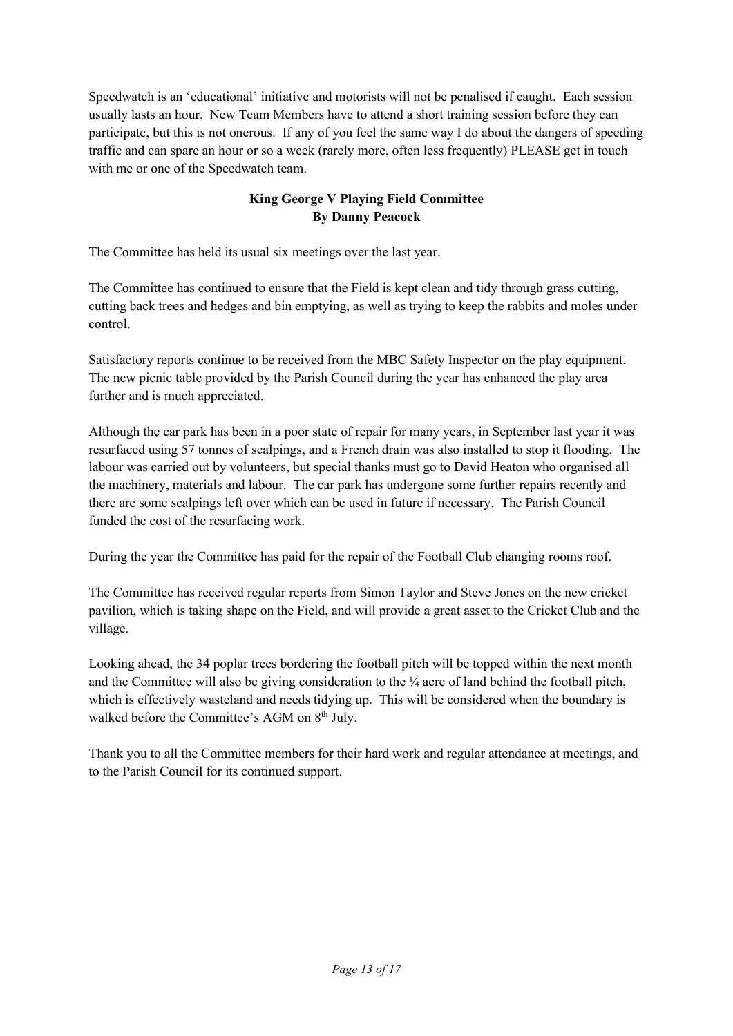Speedwatch is an 'educational' initiative and motorists will not be penalised if caught. Each session usually lasts an hour. New Team Members have to attend a short training session before they can participate, but this is not onerous. If any of you feel the same way I do about the dangers of speeding traffic and can spare an hour or so a week (rarely more, often less frequently) PLEASE get in touch with me or one of the Speedwatch team.

## King George V Playing Field Committee
**By Danny Peacock**

The Committee has held its usual six meetings over the last year.

The Committee has continued to ensure that the Field is kept clean and tidy through grass cutting, cutting back trees and hedges and bin emptying, as well as trying to keep the rabbits and moles under control.

Satisfactory reports continue to be received from the MBC Safety Inspector on the play equipment. The new picnic table provided by the Parish Council during the year has enhanced the play area further and is much appreciated.

Although the car park has been in a poor state of repair for many years, in September last year it was resurfaced using 57 tonnes of scalpings, and a French drain was also installed to stop it flooding. The labour was carried out by volunteers, but special thanks must go to David Heaton who organised all the machinery, materials and labour. The car park has undergone some further repairs recently and there are some scalpings left over which can be used in future if necessary. The Parish Council funded the cost of the resurfacing work.

During the year the Committee has paid for the repair of the Football Club changing rooms roof.

The Committee has received regular reports from Simon Taylor and Steve Jones on the new cricket pavilion, which is taking shape on the Field, and will provide a great asset to the Cricket Club and the village.

Looking ahead, the 34 poplar trees bordering the football pitch will be topped within the next month and the Committee will also be giving consideration to the ¼ acre of land behind the football pitch, which is effectively wasteland and needs tidying up. This will be considered when the boundary is walked before the Committee's AGM on 8th July.

Thank you to all the Committee members for their hard work and regular attendance at meetings, and to the Parish Council for its continued support.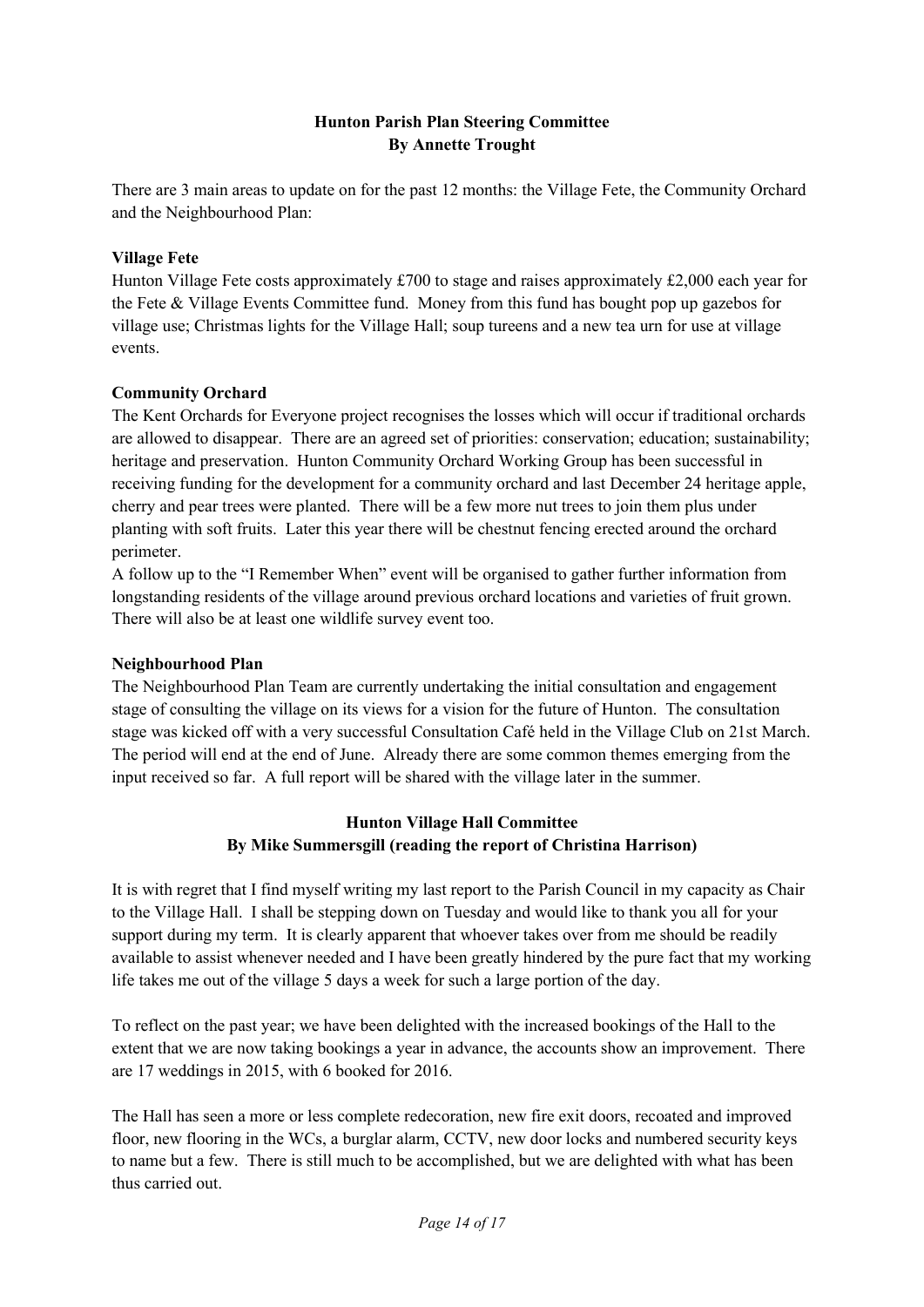## Hunton Parish Plan Steering Committee
### By Annette Trought

There are 3 main areas to update on for the past 12 months: the Village Fete, the Community Orchard and the Neighbourhood Plan:

**Village Fete**

Hunton Village Fete costs approximately £700 to stage and raises approximately £2,000 each year for the Fete & Village Events Committee fund. Money from this fund has bought pop up gazebos for village use; Christmas lights for the Village Hall; soup tureens and a new tea urn for use at village events.

**Community Orchard**

The Kent Orchards for Everyone project recognises the losses which will occur if traditional orchards are allowed to disappear. There are an agreed set of priorities: conservation; education; sustainability; heritage and preservation. Hunton Community Orchard Working Group has been successful in receiving funding for the development for a community orchard and last December 24 heritage apple, cherry and pear trees were planted. There will be a few more nut trees to join them plus under planting with soft fruits. Later this year there will be chestnut fencing erected around the orchard perimeter.

A follow up to the "I Remember When" event will be organised to gather further information from longstanding residents of the village around previous orchard locations and varieties of fruit grown. There will also be at least one wildlife survey event too.

**Neighbourhood Plan**

The Neighbourhood Plan Team are currently undertaking the initial consultation and engagement stage of consulting the village on its views for a vision for the future of Hunton. The consultation stage was kicked off with a very successful Consultation Café held in the Village Club on 21st March. The period will end at the end of June. Already there are some common themes emerging from the input received so far. A full report will be shared with the village later in the summer.

## Hunton Village Hall Committee
### By Mike Summersgill (reading the report of Christina Harrison)

It is with regret that I find myself writing my last report to the Parish Council in my capacity as Chair to the Village Hall. I shall be stepping down on Tuesday and would like to thank you all for your support during my term. It is clearly apparent that whoever takes over from me should be readily available to assist whenever needed and I have been greatly hindered by the pure fact that my working life takes me out of the village 5 days a week for such a large portion of the day.

To reflect on the past year; we have been delighted with the increased bookings of the Hall to the extent that we are now taking bookings a year in advance, the accounts show an improvement. There are 17 weddings in 2015, with 6 booked for 2016.

The Hall has seen a more or less complete redecoration, new fire exit doors, recoated and improved floor, new flooring in the WCs, a burglar alarm, CCTV, new door locks and numbered security keys to name but a few. There is still much to be accomplished, but we are delighted with what has been thus carried out.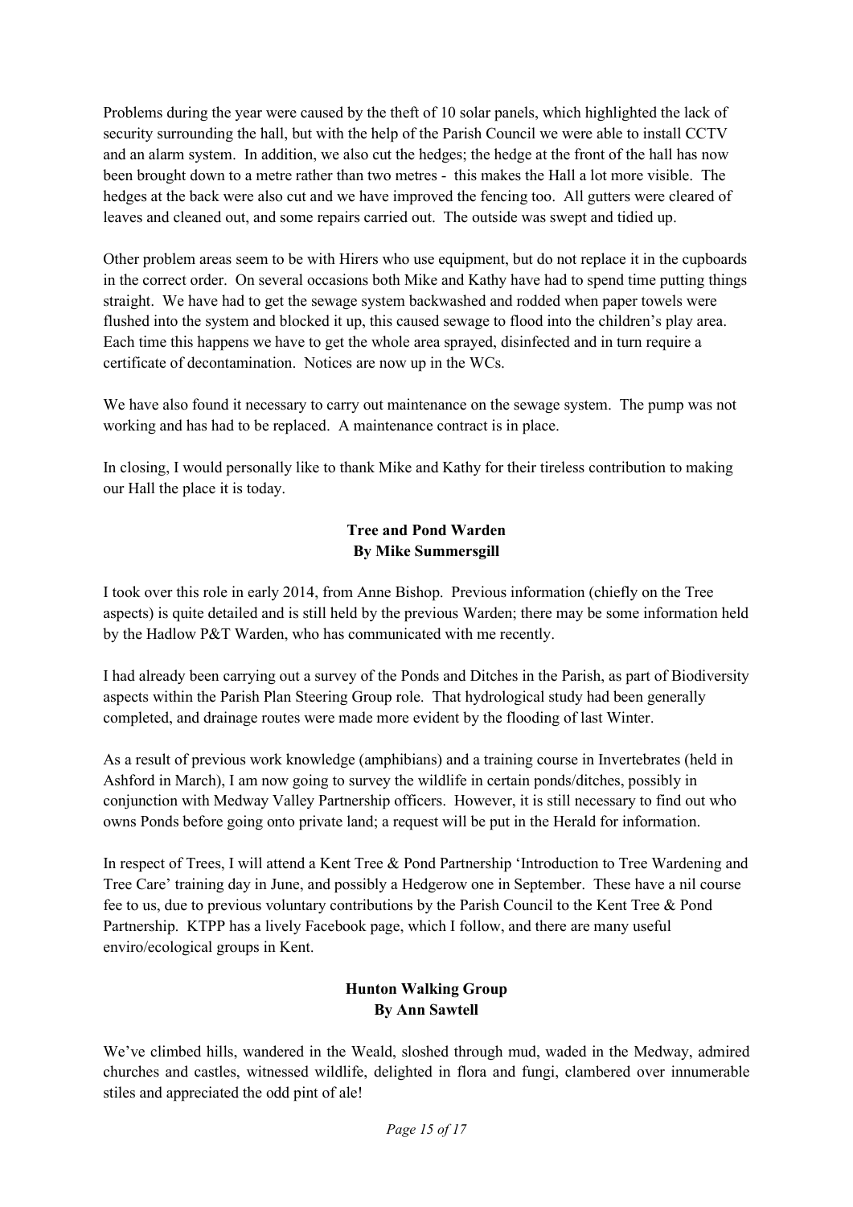Problems during the year were caused by the theft of 10 solar panels, which highlighted the lack of security surrounding the hall, but with the help of the Parish Council we were able to install CCTV and an alarm system. In addition, we also cut the hedges; the hedge at the front of the hall has now been brought down to a metre rather than two metres - this makes the Hall a lot more visible. The hedges at the back were also cut and we have improved the fencing too. All gutters were cleared of leaves and cleaned out, and some repairs carried out. The outside was swept and tidied up.

Other problem areas seem to be with Hirers who use equipment, but do not replace it in the cupboards in the correct order. On several occasions both Mike and Kathy have had to spend time putting things straight. We have had to get the sewage system backwashed and rodded when paper towels were flushed into the system and blocked it up, this caused sewage to flood into the children's play area. Each time this happens we have to get the whole area sprayed, disinfected and in turn require a certificate of decontamination. Notices are now up in the WCs.

We have also found it necessary to carry out maintenance on the sewage system. The pump was not working and has had to be replaced. A maintenance contract is in place.

In closing, I would personally like to thank Mike and Kathy for their tireless contribution to making our Hall the place it is today.

## Tree and Pond Warden
**By Mike Summersgill**

I took over this role in early 2014, from Anne Bishop. Previous information (chiefly on the Tree aspects) is quite detailed and is still held by the previous Warden; there may be some information held by the Hadlow P&T Warden, who has communicated with me recently.

I had already been carrying out a survey of the Ponds and Ditches in the Parish, as part of Biodiversity aspects within the Parish Plan Steering Group role. That hydrological study had been generally completed, and drainage routes were made more evident by the flooding of last Winter.

As a result of previous work knowledge (amphibians) and a training course in Invertebrates (held in Ashford in March), I am now going to survey the wildlife in certain ponds/ditches, possibly in conjunction with Medway Valley Partnership officers. However, it is still necessary to find out who owns Ponds before going onto private land; a request will be put in the Herald for information.

In respect of Trees, I will attend a Kent Tree & Pond Partnership 'Introduction to Tree Wardening and Tree Care' training day in June, and possibly a Hedgerow one in September. These have a nil course fee to us, due to previous voluntary contributions by the Parish Council to the Kent Tree & Pond Partnership. KTPP has a lively Facebook page, which I follow, and there are many useful enviro/ecological groups in Kent.

## Hunton Walking Group
**By Ann Sawtell**

We've climbed hills, wandered in the Weald, sloshed through mud, waded in the Medway, admired churches and castles, witnessed wildlife, delighted in flora and fungi, clambered over innumerable stiles and appreciated the odd pint of ale!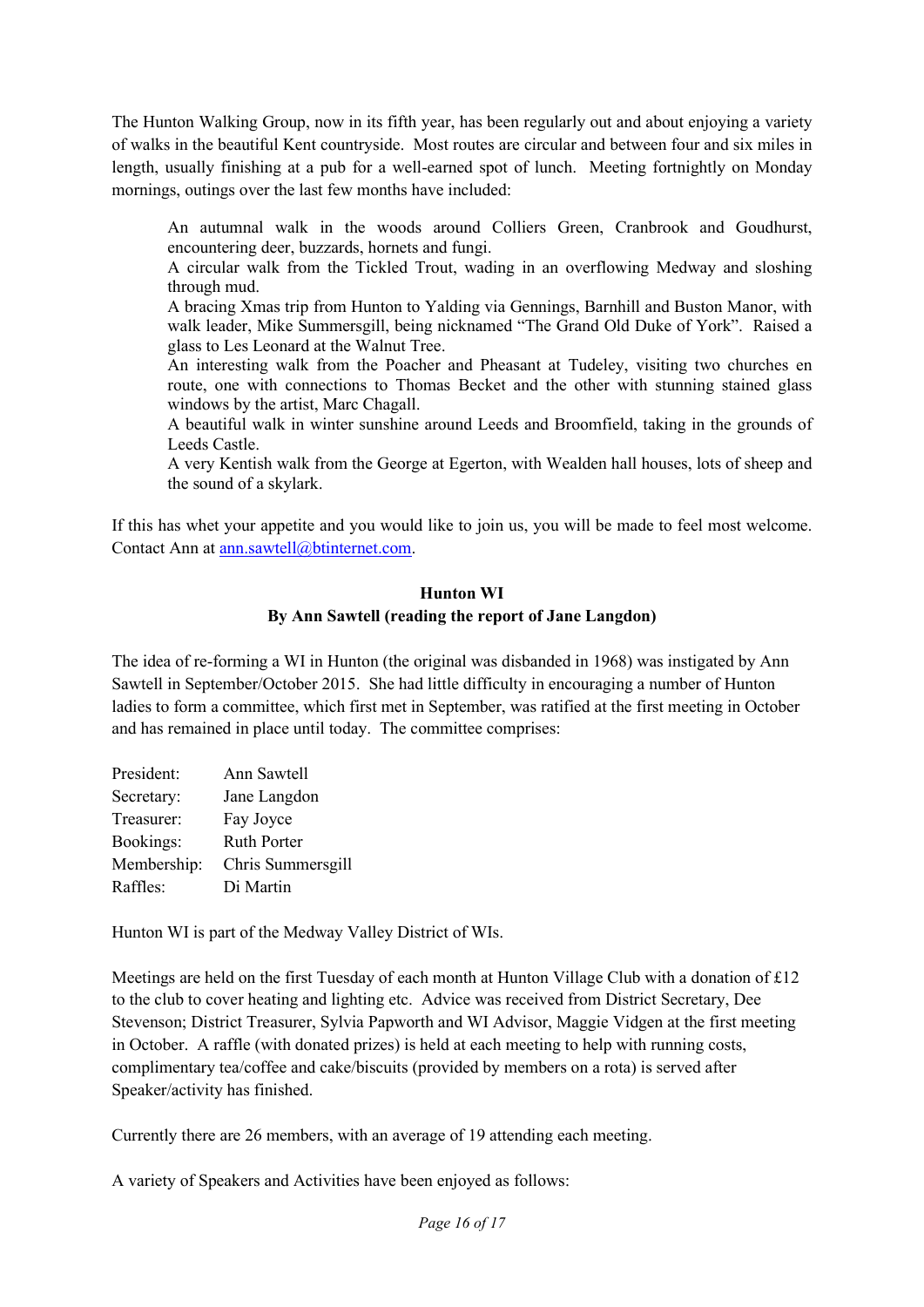The Hunton Walking Group, now in its fifth year, has been regularly out and about enjoying a variety of walks in the beautiful Kent countryside. Most routes are circular and between four and six miles in length, usually finishing at a pub for a well-earned spot of lunch. Meeting fortnightly on Monday mornings, outings over the last few months have included:

> An autumnal walk in the woods around Colliers Green, Cranbrook and Goudhurst, encountering deer, buzzards, hornets and fungi.
> A circular walk from the Tickled Trout, wading in an overflowing Medway and sloshing through mud.
> A bracing Xmas trip from Hunton to Yalding via Gennings, Barnhill and Buston Manor, with walk leader, Mike Summersgill, being nicknamed "The Grand Old Duke of York". Raised a glass to Les Leonard at the Walnut Tree.
> An interesting walk from the Poacher and Pheasant at Tudeley, visiting two churches en route, one with connections to Thomas Becket and the other with stunning stained glass windows by the artist, Marc Chagall.
> A beautiful walk in winter sunshine around Leeds and Broomfield, taking in the grounds of Leeds Castle.
> A very Kentish walk from the George at Egerton, with Wealden hall houses, lots of sheep and the sound of a skylark.

If this has whet your appetite and you would like to join us, you will be made to feel most welcome. Contact Ann at ann.sawtell@btinternet.com.

**Hunton WI**

**By Ann Sawtell (reading the report of Jane Langdon)**

The idea of re-forming a WI in Hunton (the original was disbanded in 1968) was instigated by Ann Sawtell in September/October 2015. She had little difficulty in encouraging a number of Hunton ladies to form a committee, which first met in September, was ratified at the first meeting in October and has remained in place until today. The committee comprises:

| | |
|---|---|
| President: | Ann Sawtell |
| Secretary: | Jane Langdon |
| Treasurer: | Fay Joyce |
| Bookings: | Ruth Porter |
| Membership: | Chris Summersgill |
| Raffles: | Di Martin |

Hunton WI is part of the Medway Valley District of WIs.

Meetings are held on the first Tuesday of each month at Hunton Village Club with a donation of £12 to the club to cover heating and lighting etc. Advice was received from District Secretary, Dee Stevenson; District Treasurer, Sylvia Papworth and WI Advisor, Maggie Vidgen at the first meeting in October. A raffle (with donated prizes) is held at each meeting to help with running costs, complimentary tea/coffee and cake/biscuits (provided by members on a rota) is served after Speaker/activity has finished.

Currently there are 26 members, with an average of 19 attending each meeting.

A variety of Speakers and Activities have been enjoyed as follows: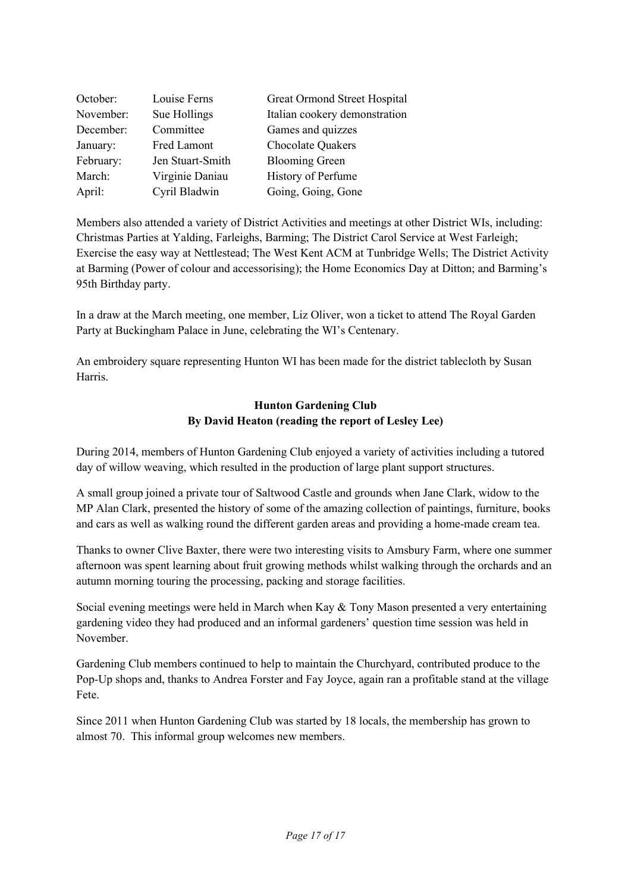| | | |
|---|---|---|
| October: | Louise Ferns | Great Ormond Street Hospital |
| November: | Sue Hollings | Italian cookery demonstration |
| December: | Committee | Games and quizzes |
| January: | Fred Lamont | Chocolate Quakers |
| February: | Jen Stuart-Smith | Blooming Green |
| March: | Virginie Daniau | History of Perfume |
| April: | Cyril Bladwin | Going, Going, Gone |

Members also attended a variety of District Activities and meetings at other District WIs, including: Christmas Parties at Yalding, Farleighs, Barming; The District Carol Service at West Farleigh; Exercise the easy way at Nettlestead; The West Kent ACM at Tunbridge Wells; The District Activity at Barming (Power of colour and accessorising); the Home Economics Day at Ditton; and Barming's 95th Birthday party.

In a draw at the March meeting, one member, Liz Oliver, won a ticket to attend The Royal Garden Party at Buckingham Palace in June, celebrating the WI's Centenary.

An embroidery square representing Hunton WI has been made for the district tablecloth by Susan Harris.

## Hunton Gardening Club

**By David Heaton (reading the report of Lesley Lee)**

During 2014, members of Hunton Gardening Club enjoyed a variety of activities including a tutored day of willow weaving, which resulted in the production of large plant support structures.

A small group joined a private tour of Saltwood Castle and grounds when Jane Clark, widow to the MP Alan Clark, presented the history of some of the amazing collection of paintings, furniture, books and cars as well as walking round the different garden areas and providing a home-made cream tea.

Thanks to owner Clive Baxter, there were two interesting visits to Amsbury Farm, where one summer afternoon was spent learning about fruit growing methods whilst walking through the orchards and an autumn morning touring the processing, packing and storage facilities.

Social evening meetings were held in March when Kay & Tony Mason presented a very entertaining gardening video they had produced and an informal gardeners' question time session was held in November.

Gardening Club members continued to help to maintain the Churchyard, contributed produce to the Pop-Up shops and, thanks to Andrea Forster and Fay Joyce, again ran a profitable stand at the village Fete.

Since 2011 when Hunton Gardening Club was started by 18 locals, the membership has grown to almost 70. This informal group welcomes new members.